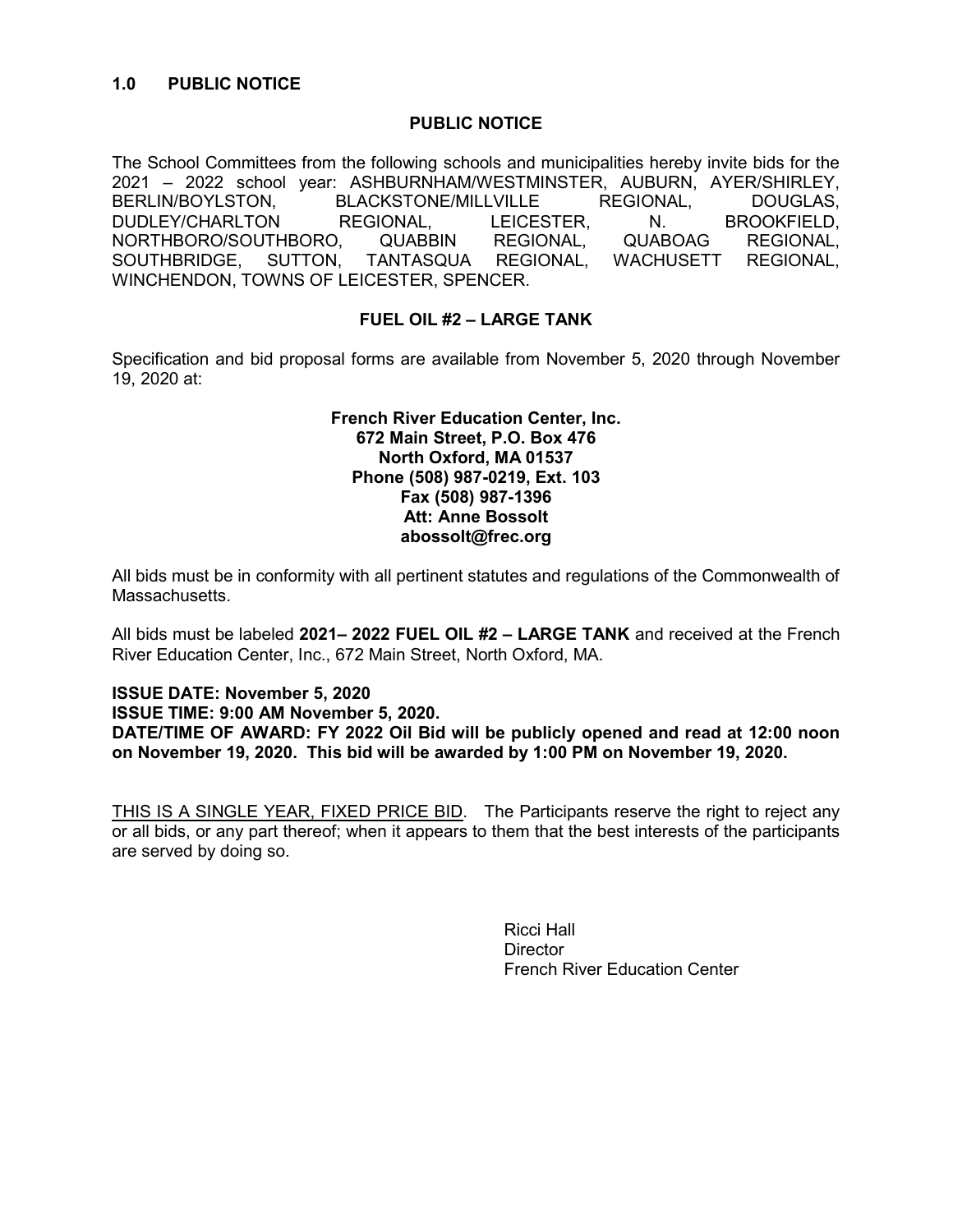## 1.0 PUBLIC NOTICE

### PUBLIC NOTICE

The School Committees from the following schools and municipalities hereby invite bids for the 2021 – 2022 school year: ASHBURNHAM/WESTMINSTER, AUBURN, AYER/SHIRLEY, BERLIN/BOYLSTON, BLACKSTONE/MILLVILLE REGIONAL, DOUGLAS, DUDLEY/CHARLTON REGIONAL, LEICESTER, N. BROOKFIELD, NORTHBORO/SOUTHBORO, QUABBIN REGIONAL, QUABOAG REGIONAL, SOUTHBRIDGE, SUTTON, TANTASQUA REGIONAL, WACHUSETT REGIONAL, WINCHENDON, TOWNS OF LEICESTER, SPENCER.

### FUEL OIL #2 – LARGE TANK

Specification and bid proposal forms are available from November 5, 2020 through November 19, 2020 at:

**French River Education Center, Inc.**
**672 Main Street, P.O. Box 476**
**North Oxford, MA 01537**
**Phone (508) 987-0219, Ext. 103**
**Fax (508) 987-1396**
**Att: Anne Bossolt**
**abossolt@frec.org**

All bids must be in conformity with all pertinent statutes and regulations of the Commonwealth of Massachusetts.

All bids must be labeled **2021– 2022 FUEL OIL #2 – LARGE TANK** and received at the French River Education Center, Inc., 672 Main Street, North Oxford, MA.

**ISSUE DATE: November 5, 2020**
**ISSUE TIME: 9:00 AM November 5, 2020.**
**DATE/TIME OF AWARD: FY 2022 Oil Bid will be publicly opened and read at 12:00 noon on November 19, 2020. This bid will be awarded by 1:00 PM on November 19, 2020.**

THIS IS A SINGLE YEAR, FIXED PRICE BID. The Participants reserve the right to reject any or all bids, or any part thereof; when it appears to them that the best interests of the participants are served by doing so.

Ricci Hall
Director
French River Education Center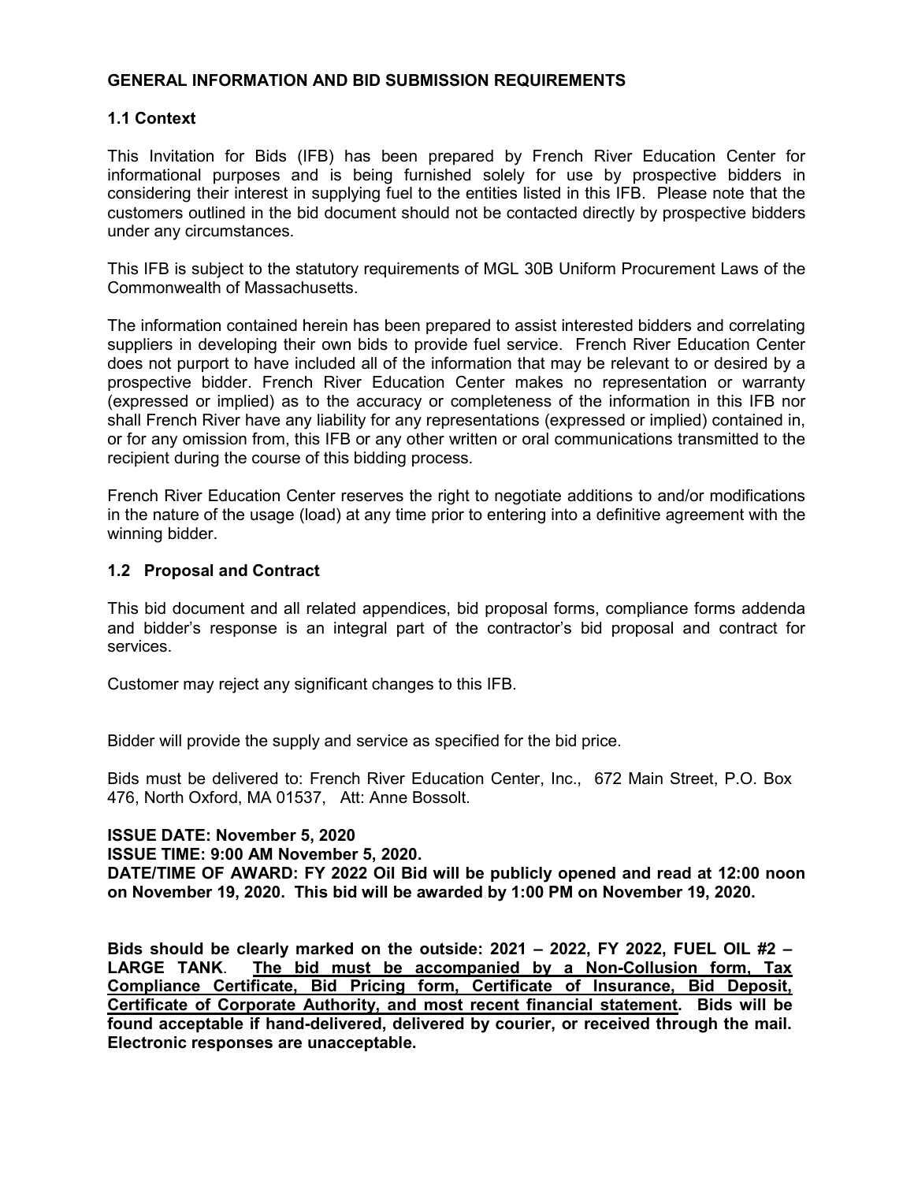## GENERAL INFORMATION AND BID SUBMISSION REQUIREMENTS

### 1.1 Context

This Invitation for Bids (IFB) has been prepared by French River Education Center for informational purposes and is being furnished solely for use by prospective bidders in considering their interest in supplying fuel to the entities listed in this IFB. Please note that the customers outlined in the bid document should not be contacted directly by prospective bidders under any circumstances.

This IFB is subject to the statutory requirements of MGL 30B Uniform Procurement Laws of the Commonwealth of Massachusetts.

The information contained herein has been prepared to assist interested bidders and correlating suppliers in developing their own bids to provide fuel service. French River Education Center does not purport to have included all of the information that may be relevant to or desired by a prospective bidder. French River Education Center makes no representation or warranty (expressed or implied) as to the accuracy or completeness of the information in this IFB nor shall French River have any liability for any representations (expressed or implied) contained in, or for any omission from, this IFB or any other written or oral communications transmitted to the recipient during the course of this bidding process.

French River Education Center reserves the right to negotiate additions to and/or modifications in the nature of the usage (load) at any time prior to entering into a definitive agreement with the winning bidder.

### 1.2 Proposal and Contract

This bid document and all related appendices, bid proposal forms, compliance forms addenda and bidder's response is an integral part of the contractor's bid proposal and contract for services.

Customer may reject any significant changes to this IFB.

Bidder will provide the supply and service as specified for the bid price.

Bids must be delivered to: French River Education Center, Inc., 672 Main Street, P.O. Box 476, North Oxford, MA 01537, Att: Anne Bossolt.

**ISSUE DATE: November 5, 2020**
**ISSUE TIME: 9:00 AM November 5, 2020.**
**DATE/TIME OF AWARD: FY 2022 Oil Bid will be publicly opened and read at 12:00 noon on November 19, 2020. This bid will be awarded by 1:00 PM on November 19, 2020.**

**Bids should be clearly marked on the outside: 2021 – 2022, FY 2022, FUEL OIL #2 – LARGE TANK. The bid must be accompanied by a Non-Collusion form, Tax Compliance Certificate, Bid Pricing form, Certificate of Insurance, Bid Deposit, Certificate of Corporate Authority, and most recent financial statement. Bids will be found acceptable if hand-delivered, delivered by courier, or received through the mail. Electronic responses are unacceptable.**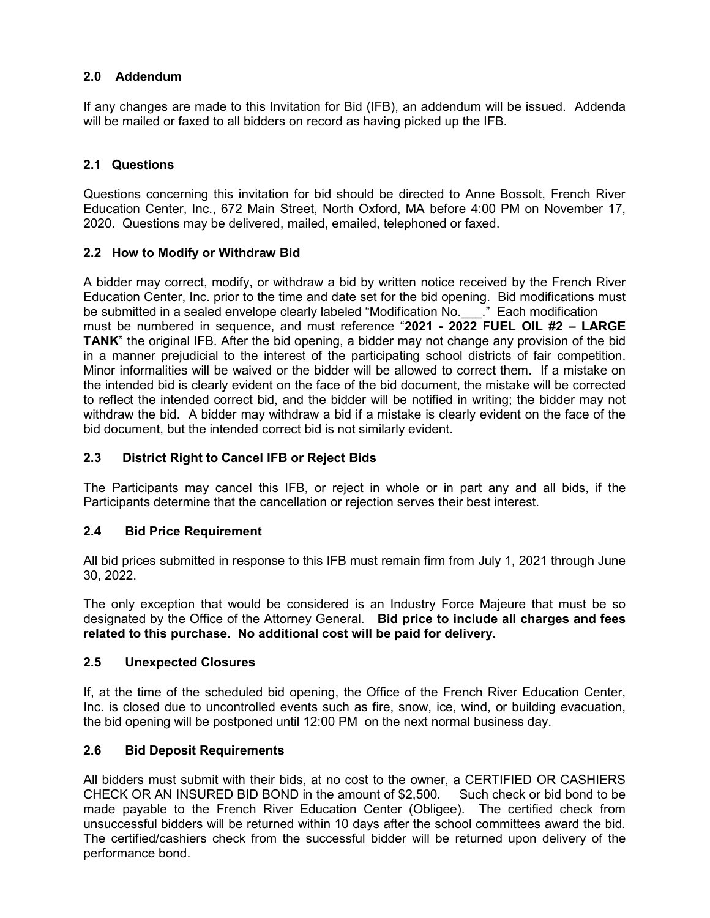## 2.0 Addendum

If any changes are made to this Invitation for Bid (IFB), an addendum will be issued. Addenda will be mailed or faxed to all bidders on record as having picked up the IFB.

## 2.1 Questions

Questions concerning this invitation for bid should be directed to Anne Bossolt, French River Education Center, Inc., 672 Main Street, North Oxford, MA before 4:00 PM on November 17, 2020. Questions may be delivered, mailed, emailed, telephoned or faxed.

## 2.2 How to Modify or Withdraw Bid

A bidder may correct, modify, or withdraw a bid by written notice received by the French River Education Center, Inc. prior to the time and date set for the bid opening. Bid modifications must be submitted in a sealed envelope clearly labeled "Modification No.___." Each modification must be numbered in sequence, and must reference "**2021 - 2022 FUEL OIL #2 – LARGE TANK**" the original IFB. After the bid opening, a bidder may not change any provision of the bid in a manner prejudicial to the interest of the participating school districts of fair competition. Minor informalities will be waived or the bidder will be allowed to correct them. If a mistake on the intended bid is clearly evident on the face of the bid document, the mistake will be corrected to reflect the intended correct bid, and the bidder will be notified in writing; the bidder may not withdraw the bid. A bidder may withdraw a bid if a mistake is clearly evident on the face of the bid document, but the intended correct bid is not similarly evident.

## 2.3 District Right to Cancel IFB or Reject Bids

The Participants may cancel this IFB, or reject in whole or in part any and all bids, if the Participants determine that the cancellation or rejection serves their best interest.

## 2.4 Bid Price Requirement

All bid prices submitted in response to this IFB must remain firm from July 1, 2021 through June 30, 2022.

The only exception that would be considered is an Industry Force Majeure that must be so designated by the Office of the Attorney General. **Bid price to include all charges and fees related to this purchase. No additional cost will be paid for delivery.**

## 2.5 Unexpected Closures

If, at the time of the scheduled bid opening, the Office of the French River Education Center, Inc. is closed due to uncontrolled events such as fire, snow, ice, wind, or building evacuation, the bid opening will be postponed until 12:00 PM on the next normal business day.

## 2.6 Bid Deposit Requirements

All bidders must submit with their bids, at no cost to the owner, a CERTIFIED OR CASHIERS CHECK OR AN INSURED BID BOND in the amount of $2,500. Such check or bid bond to be made payable to the French River Education Center (Obligee). The certified check from unsuccessful bidders will be returned within 10 days after the school committees award the bid. The certified/cashiers check from the successful bidder will be returned upon delivery of the performance bond.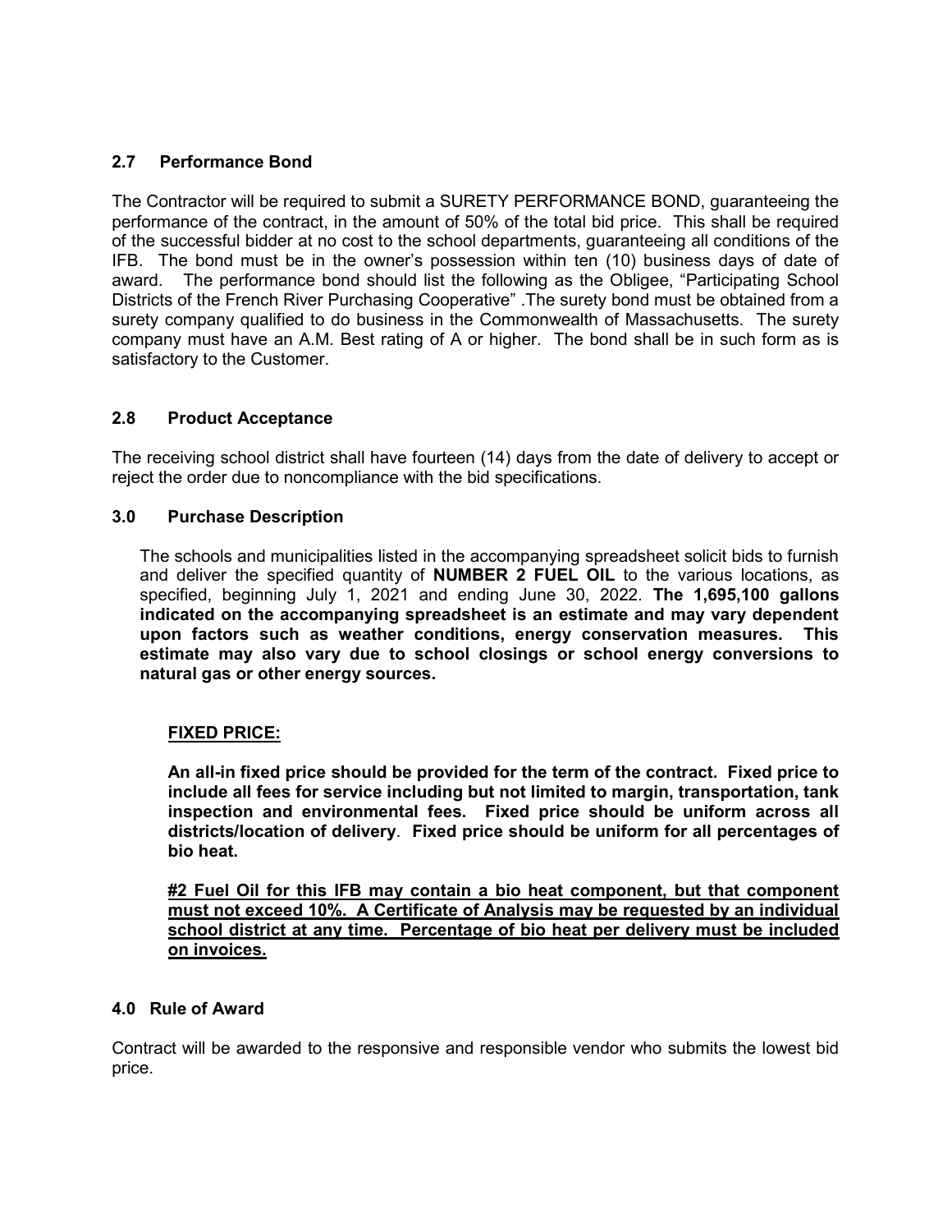### 2.7 Performance Bond

The Contractor will be required to submit a SURETY PERFORMANCE BOND, guaranteeing the performance of the contract, in the amount of 50% of the total bid price. This shall be required of the successful bidder at no cost to the school departments, guaranteeing all conditions of the IFB. The bond must be in the owner's possession within ten (10) business days of date of award. The performance bond should list the following as the Obligee, "Participating School Districts of the French River Purchasing Cooperative" .The surety bond must be obtained from a surety company qualified to do business in the Commonwealth of Massachusetts. The surety company must have an A.M. Best rating of A or higher. The bond shall be in such form as is satisfactory to the Customer.

### 2.8 Product Acceptance

The receiving school district shall have fourteen (14) days from the date of delivery to accept or reject the order due to noncompliance with the bid specifications.

### 3.0 Purchase Description

The schools and municipalities listed in the accompanying spreadsheet solicit bids to furnish and deliver the specified quantity of **NUMBER 2 FUEL OIL** to the various locations, as specified, beginning July 1, 2021 and ending June 30, 2022. **The 1,695,100 gallons indicated on the accompanying spreadsheet is an estimate and may vary dependent upon factors such as weather conditions, energy conservation measures. This estimate may also vary due to school closings or school energy conversions to natural gas or other energy sources.**

**FIXED PRICE:**

**An all-in fixed price should be provided for the term of the contract. Fixed price to include all fees for service including but not limited to margin, transportation, tank inspection and environmental fees. Fixed price should be uniform across all districts/location of delivery. Fixed price should be uniform for all percentages of bio heat.**

**#2 Fuel Oil for this IFB may contain a bio heat component, but that component must not exceed 10%. A Certificate of Analysis may be requested by an individual school district at any time. Percentage of bio heat per delivery must be included on invoices.**

### 4.0 Rule of Award

Contract will be awarded to the responsive and responsible vendor who submits the lowest bid price.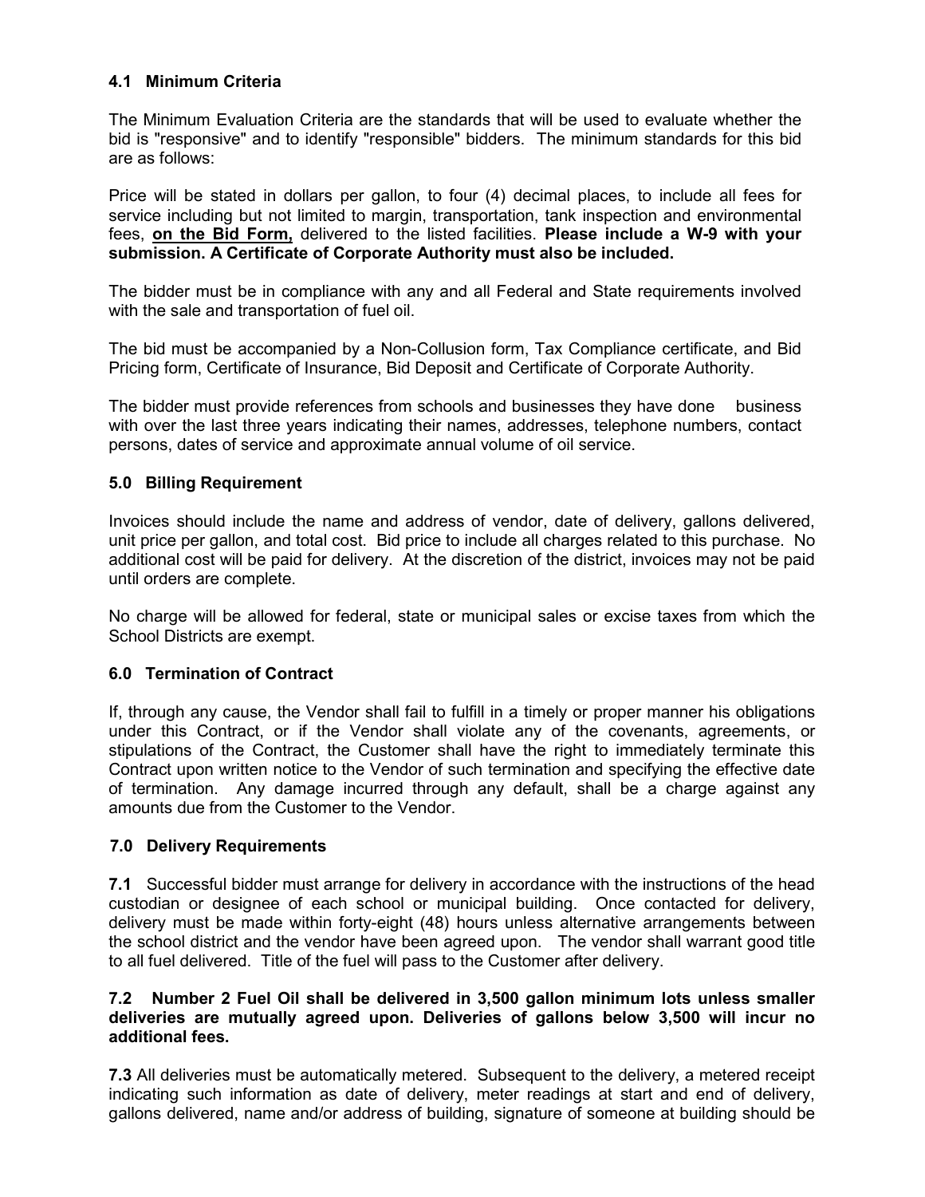### 4.1 Minimum Criteria

The Minimum Evaluation Criteria are the standards that will be used to evaluate whether the bid is "responsive" and to identify "responsible" bidders. The minimum standards for this bid are as follows:

Price will be stated in dollars per gallon, to four (4) decimal places, to include all fees for service including but not limited to margin, transportation, tank inspection and environmental fees, **on the Bid Form,** delivered to the listed facilities. **Please include a W-9 with your submission. A Certificate of Corporate Authority must also be included.**

The bidder must be in compliance with any and all Federal and State requirements involved with the sale and transportation of fuel oil.

The bid must be accompanied by a Non-Collusion form, Tax Compliance certificate, and Bid Pricing form, Certificate of Insurance, Bid Deposit and Certificate of Corporate Authority.

The bidder must provide references from schools and businesses they have done business with over the last three years indicating their names, addresses, telephone numbers, contact persons, dates of service and approximate annual volume of oil service.

## 5.0 Billing Requirement

Invoices should include the name and address of vendor, date of delivery, gallons delivered, unit price per gallon, and total cost. Bid price to include all charges related to this purchase. No additional cost will be paid for delivery. At the discretion of the district, invoices may not be paid until orders are complete.

No charge will be allowed for federal, state or municipal sales or excise taxes from which the School Districts are exempt.

## 6.0 Termination of Contract

If, through any cause, the Vendor shall fail to fulfill in a timely or proper manner his obligations under this Contract, or if the Vendor shall violate any of the covenants, agreements, or stipulations of the Contract, the Customer shall have the right to immediately terminate this Contract upon written notice to the Vendor of such termination and specifying the effective date of termination. Any damage incurred through any default, shall be a charge against any amounts due from the Customer to the Vendor.

## 7.0 Delivery Requirements

**7.1** Successful bidder must arrange for delivery in accordance with the instructions of the head custodian or designee of each school or municipal building. Once contacted for delivery, delivery must be made within forty-eight (48) hours unless alternative arrangements between the school district and the vendor have been agreed upon. The vendor shall warrant good title to all fuel delivered. Title of the fuel will pass to the Customer after delivery.

**7.2 Number 2 Fuel Oil shall be delivered in 3,500 gallon minimum lots unless smaller deliveries are mutually agreed upon. Deliveries of gallons below 3,500 will incur no additional fees.**

**7.3** All deliveries must be automatically metered. Subsequent to the delivery, a metered receipt indicating such information as date of delivery, meter readings at start and end of delivery, gallons delivered, name and/or address of building, signature of someone at building should be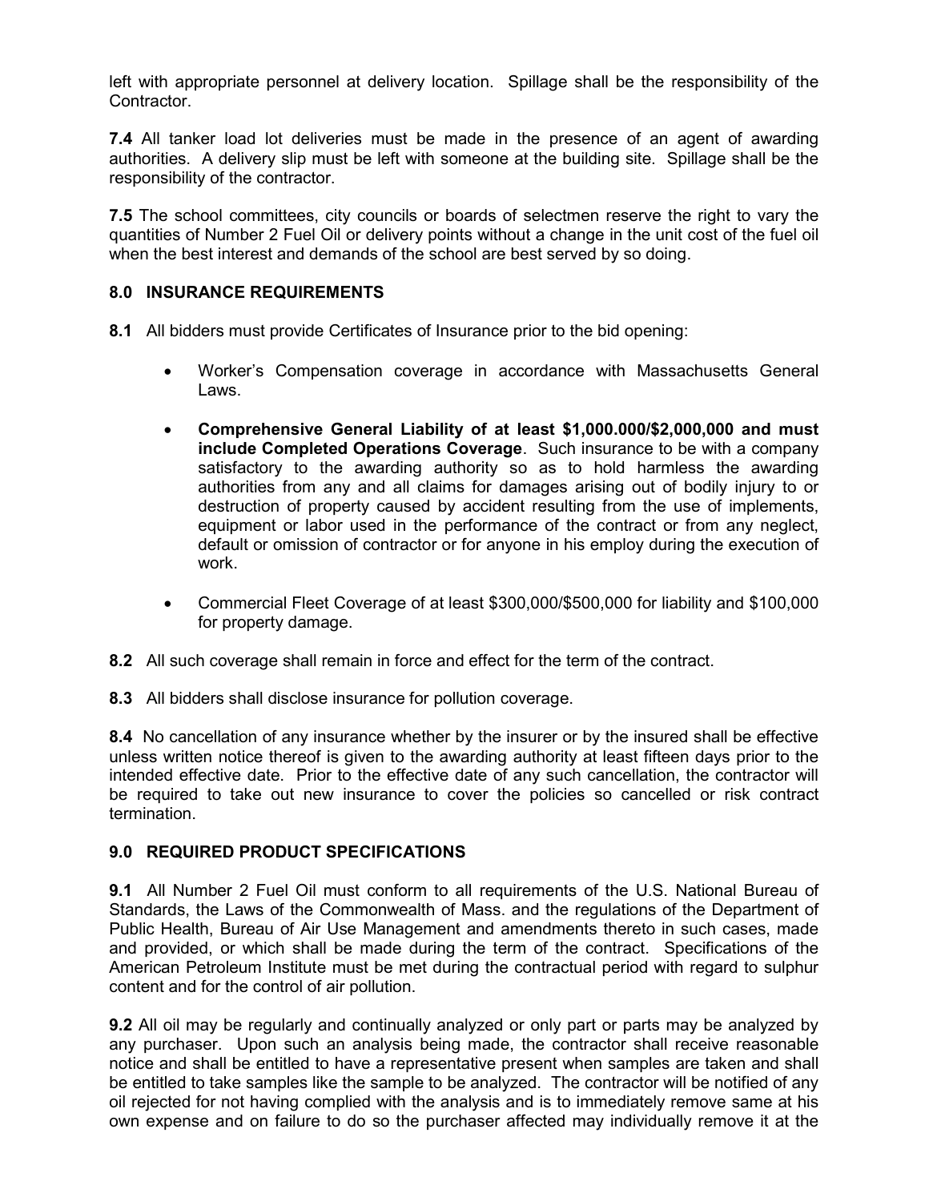left with appropriate personnel at delivery location. Spillage shall be the responsibility of the Contractor.

**7.4** All tanker load lot deliveries must be made in the presence of an agent of awarding authorities. A delivery slip must be left with someone at the building site. Spillage shall be the responsibility of the contractor.

**7.5** The school committees, city councils or boards of selectmen reserve the right to vary the quantities of Number 2 Fuel Oil or delivery points without a change in the unit cost of the fuel oil when the best interest and demands of the school are best served by so doing.

### 8.0 INSURANCE REQUIREMENTS

**8.1** All bidders must provide Certificates of Insurance prior to the bid opening:

- Worker's Compensation coverage in accordance with Massachusetts General Laws.
- **Comprehensive General Liability of at least $1,000.000/$2,000,000 and must include Completed Operations Coverage**. Such insurance to be with a company satisfactory to the awarding authority so as to hold harmless the awarding authorities from any and all claims for damages arising out of bodily injury to or destruction of property caused by accident resulting from the use of implements, equipment or labor used in the performance of the contract or from any neglect, default or omission of contractor or for anyone in his employ during the execution of work.
- Commercial Fleet Coverage of at least $300,000/$500,000 for liability and $100,000 for property damage.

**8.2** All such coverage shall remain in force and effect for the term of the contract.

**8.3** All bidders shall disclose insurance for pollution coverage.

**8.4** No cancellation of any insurance whether by the insurer or by the insured shall be effective unless written notice thereof is given to the awarding authority at least fifteen days prior to the intended effective date. Prior to the effective date of any such cancellation, the contractor will be required to take out new insurance to cover the policies so cancelled or risk contract termination.

### 9.0 REQUIRED PRODUCT SPECIFICATIONS

**9.1** All Number 2 Fuel Oil must conform to all requirements of the U.S. National Bureau of Standards, the Laws of the Commonwealth of Mass. and the regulations of the Department of Public Health, Bureau of Air Use Management and amendments thereto in such cases, made and provided, or which shall be made during the term of the contract. Specifications of the American Petroleum Institute must be met during the contractual period with regard to sulphur content and for the control of air pollution.

**9.2** All oil may be regularly and continually analyzed or only part or parts may be analyzed by any purchaser. Upon such an analysis being made, the contractor shall receive reasonable notice and shall be entitled to have a representative present when samples are taken and shall be entitled to take samples like the sample to be analyzed. The contractor will be notified of any oil rejected for not having complied with the analysis and is to immediately remove same at his own expense and on failure to do so the purchaser affected may individually remove it at the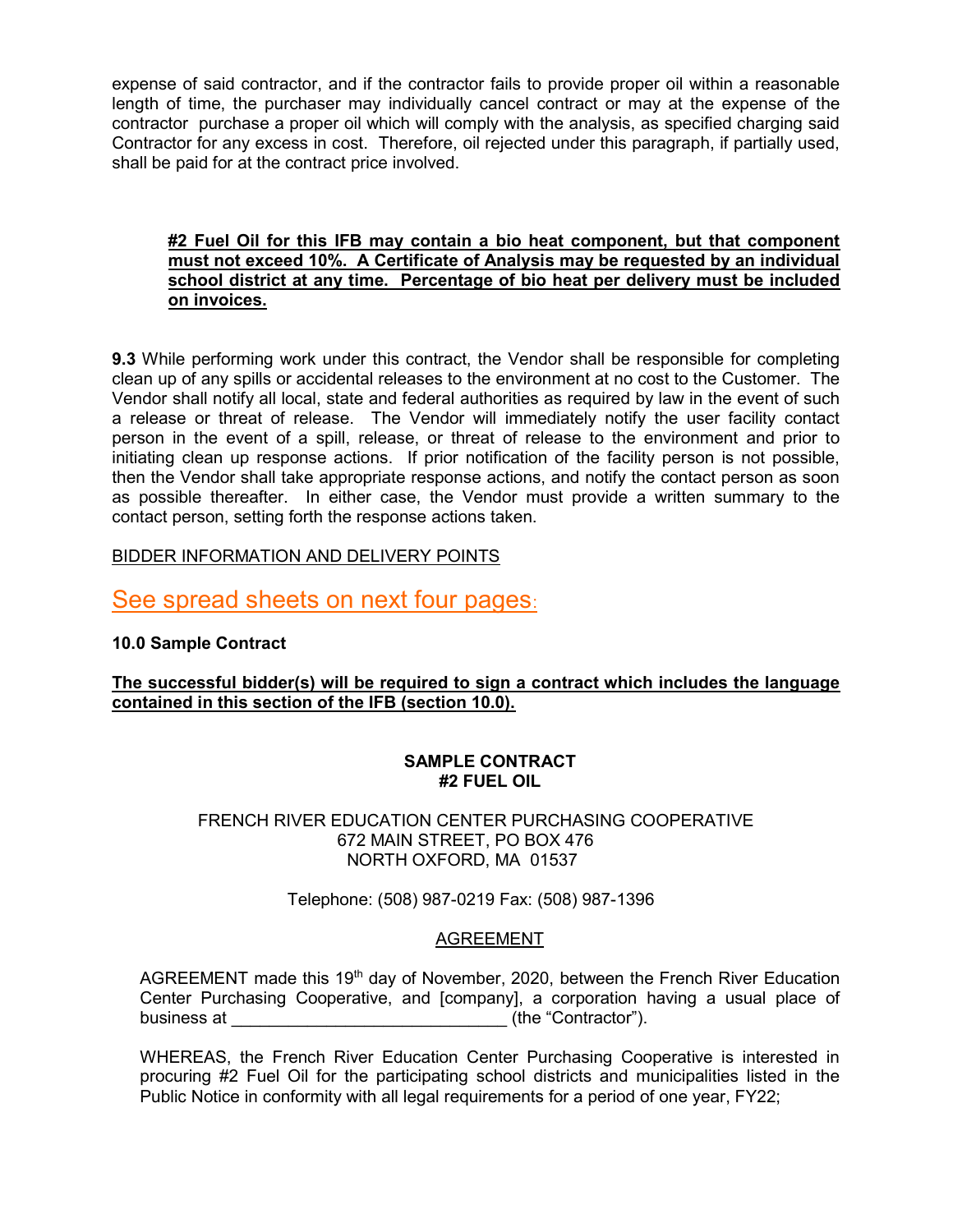expense of said contractor, and if the contractor fails to provide proper oil within a reasonable length of time, the purchaser may individually cancel contract or may at the expense of the contractor purchase a proper oil which will comply with the analysis, as specified charging said Contractor for any excess in cost. Therefore, oil rejected under this paragraph, if partially used, shall be paid for at the contract price involved.

**#2 Fuel Oil for this IFB may contain a bio heat component, but that component must not exceed 10%. A Certificate of Analysis may be requested by an individual school district at any time. Percentage of bio heat per delivery must be included on invoices.**

**9.3** While performing work under this contract, the Vendor shall be responsible for completing clean up of any spills or accidental releases to the environment at no cost to the Customer. The Vendor shall notify all local, state and federal authorities as required by law in the event of such a release or threat of release. The Vendor will immediately notify the user facility contact person in the event of a spill, release, or threat of release to the environment and prior to initiating clean up response actions. If prior notification of the facility person is not possible, then the Vendor shall take appropriate response actions, and notify the contact person as soon as possible thereafter. In either case, the Vendor must provide a written summary to the contact person, setting forth the response actions taken.

BIDDER INFORMATION AND DELIVERY POINTS

## See spread sheets on next four pages:

**10.0 Sample Contract**

**The successful bidder(s) will be required to sign a contract which includes the language contained in this section of the IFB (section 10.0).**

**SAMPLE CONTRACT**
**#2 FUEL OIL**

FRENCH RIVER EDUCATION CENTER PURCHASING COOPERATIVE
672 MAIN STREET, PO BOX 476
NORTH OXFORD, MA 01537

Telephone: (508) 987-0219 Fax: (508) 987-1396

AGREEMENT

AGREEMENT made this 19th day of November, 2020, between the French River Education Center Purchasing Cooperative, and [company], a corporation having a usual place of business at _____________________________ (the "Contractor").

WHEREAS, the French River Education Center Purchasing Cooperative is interested in procuring #2 Fuel Oil for the participating school districts and municipalities listed in the Public Notice in conformity with all legal requirements for a period of one year, FY22;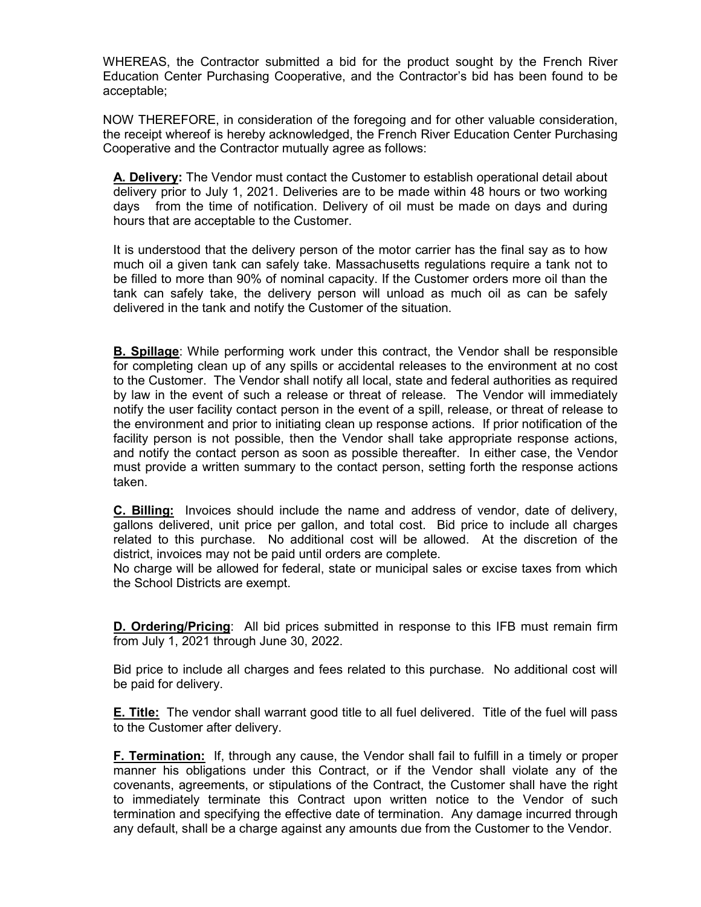WHEREAS, the Contractor submitted a bid for the product sought by the French River Education Center Purchasing Cooperative, and the Contractor's bid has been found to be acceptable;

NOW THEREFORE, in consideration of the foregoing and for other valuable consideration, the receipt whereof is hereby acknowledged, the French River Education Center Purchasing Cooperative and the Contractor mutually agree as follows:

**A. Delivery:** The Vendor must contact the Customer to establish operational detail about delivery prior to July 1, 2021. Deliveries are to be made within 48 hours or two working days from the time of notification. Delivery of oil must be made on days and during hours that are acceptable to the Customer.

It is understood that the delivery person of the motor carrier has the final say as to how much oil a given tank can safely take. Massachusetts regulations require a tank not to be filled to more than 90% of nominal capacity. If the Customer orders more oil than the tank can safely take, the delivery person will unload as much oil as can be safely delivered in the tank and notify the Customer of the situation.

**B. Spillage**: While performing work under this contract, the Vendor shall be responsible for completing clean up of any spills or accidental releases to the environment at no cost to the Customer. The Vendor shall notify all local, state and federal authorities as required by law in the event of such a release or threat of release. The Vendor will immediately notify the user facility contact person in the event of a spill, release, or threat of release to the environment and prior to initiating clean up response actions. If prior notification of the facility person is not possible, then the Vendor shall take appropriate response actions, and notify the contact person as soon as possible thereafter. In either case, the Vendor must provide a written summary to the contact person, setting forth the response actions taken.

**C. Billing:** Invoices should include the name and address of vendor, date of delivery, gallons delivered, unit price per gallon, and total cost. Bid price to include all charges related to this purchase. No additional cost will be allowed. At the discretion of the district, invoices may not be paid until orders are complete.
No charge will be allowed for federal, state or municipal sales or excise taxes from which the School Districts are exempt.

**D. Ordering/Pricing**: All bid prices submitted in response to this IFB must remain firm from July 1, 2021 through June 30, 2022.

Bid price to include all charges and fees related to this purchase. No additional cost will be paid for delivery.

**E. Title:** The vendor shall warrant good title to all fuel delivered. Title of the fuel will pass to the Customer after delivery.

**F. Termination:** If, through any cause, the Vendor shall fail to fulfill in a timely or proper manner his obligations under this Contract, or if the Vendor shall violate any of the covenants, agreements, or stipulations of the Contract, the Customer shall have the right to immediately terminate this Contract upon written notice to the Vendor of such termination and specifying the effective date of termination. Any damage incurred through any default, shall be a charge against any amounts due from the Customer to the Vendor.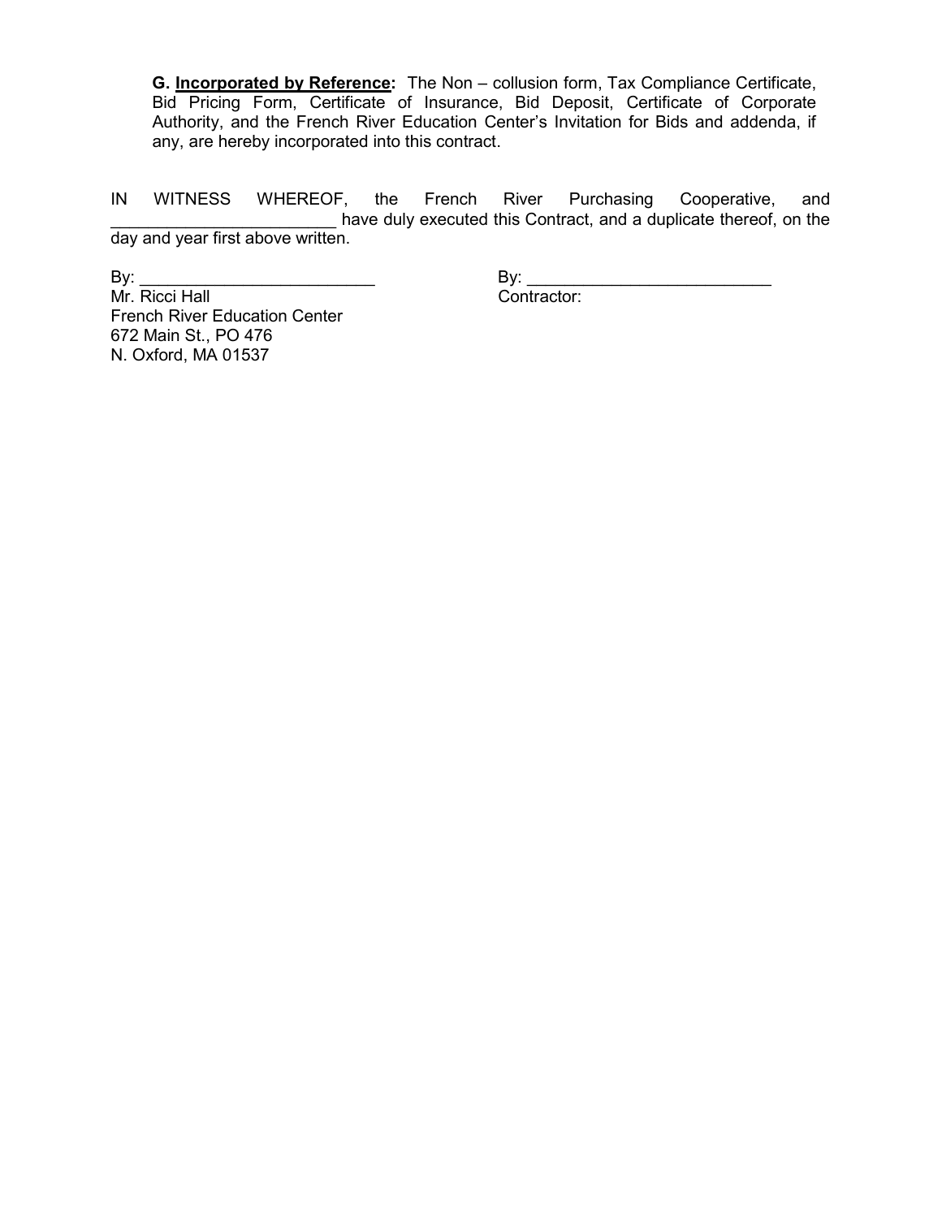**G. <u>Incorporated by Reference</u>:** The Non – collusion form, Tax Compliance Certificate, Bid Pricing Form, Certificate of Insurance, Bid Deposit, Certificate of Corporate Authority, and the French River Education Center's Invitation for Bids and addenda, if any, are hereby incorporated into this contract.

IN WITNESS WHEREOF, the French River Purchasing Cooperative, and ________________________ have duly executed this Contract, and a duplicate thereof, on the day and year first above written.

By: _________________________
Mr. Ricci Hall
French River Education Center
672 Main St., PO 476
N. Oxford, MA 01537

By: __________________________
Contractor: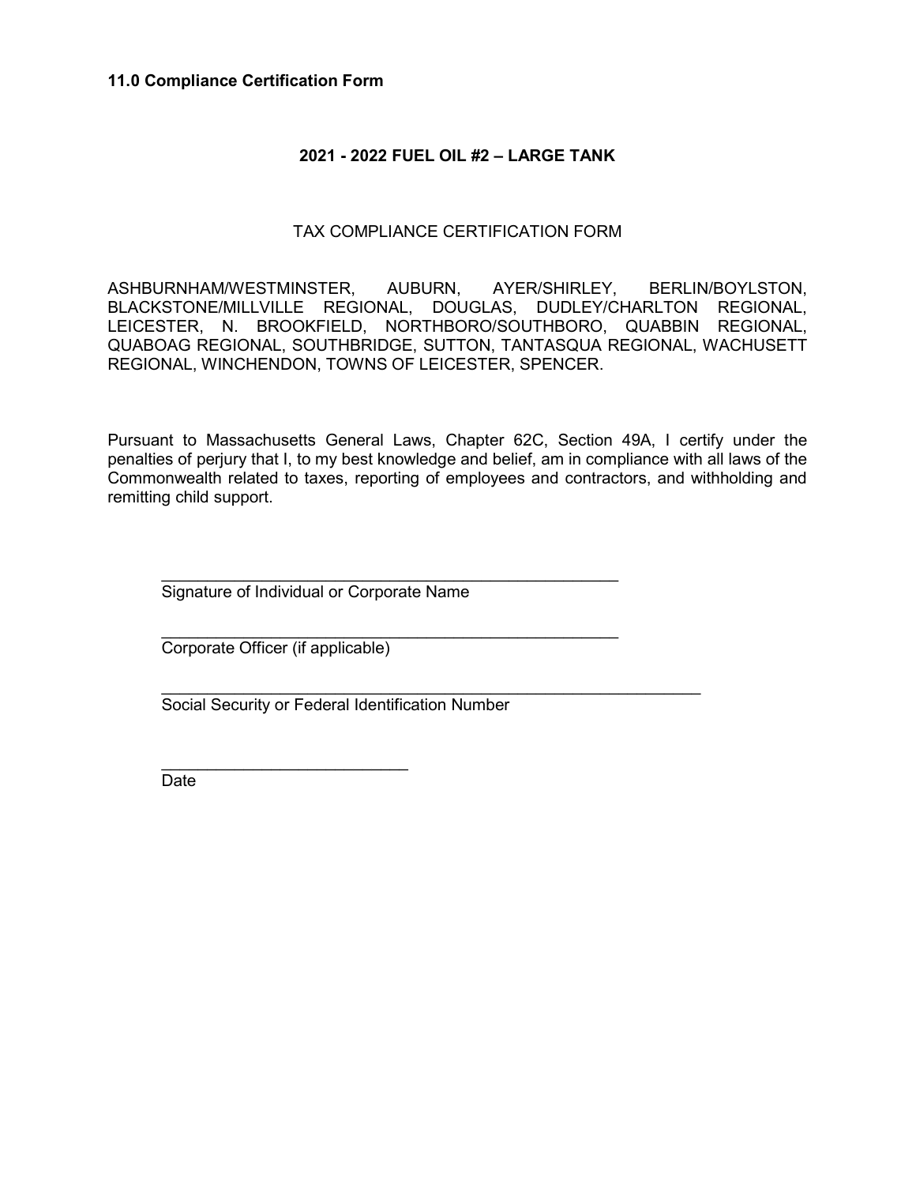**11.0 Compliance Certification Form**

**2021 - 2022 FUEL OIL #2 – LARGE TANK**

TAX COMPLIANCE CERTIFICATION FORM

ASHBURNHAM/WESTMINSTER, AUBURN, AYER/SHIRLEY, BERLIN/BOYLSTON, BLACKSTONE/MILLVILLE REGIONAL, DOUGLAS, DUDLEY/CHARLTON REGIONAL, LEICESTER, N. BROOKFIELD, NORTHBORO/SOUTHBORO, QUABBIN REGIONAL, QUABOAG REGIONAL, SOUTHBRIDGE, SUTTON, TANTASQUA REGIONAL, WACHUSETT REGIONAL, WINCHENDON, TOWNS OF LEICESTER, SPENCER.

Pursuant to Massachusetts General Laws, Chapter 62C, Section 49A, I certify under the penalties of perjury that I, to my best knowledge and belief, am in compliance with all laws of the Commonwealth related to taxes, reporting of employees and contractors, and withholding and remitting child support.

_____________________________________________________
Signature of Individual or Corporate Name

_____________________________________________________
Corporate Officer (if applicable)

_______________________________________________________________
Social Security or Federal Identification Number

_____________________________
Date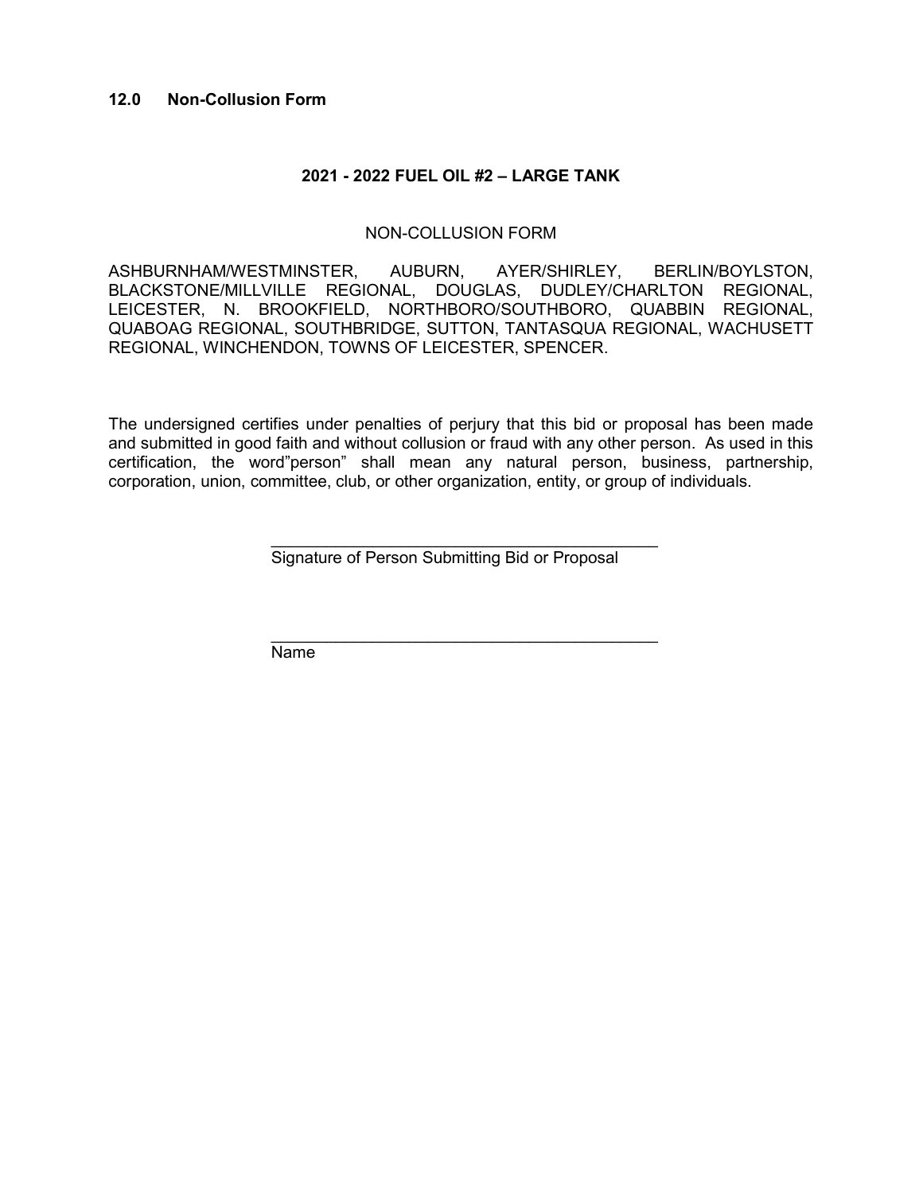## 12.0 Non-Collusion Form

**2021 - 2022 FUEL OIL #2 – LARGE TANK**

NON-COLLUSION FORM

ASHBURNHAM/WESTMINSTER, AUBURN, AYER/SHIRLEY, BERLIN/BOYLSTON, BLACKSTONE/MILLVILLE REGIONAL, DOUGLAS, DUDLEY/CHARLTON REGIONAL, LEICESTER, N. BROOKFIELD, NORTHBORO/SOUTHBORO, QUABBIN REGIONAL, QUABOAG REGIONAL, SOUTHBRIDGE, SUTTON, TANTASQUA REGIONAL, WACHUSETT REGIONAL, WINCHENDON, TOWNS OF LEICESTER, SPENCER.

The undersigned certifies under penalties of perjury that this bid or proposal has been made and submitted in good faith and without collusion or fraud with any other person. As used in this certification, the word"person" shall mean any natural person, business, partnership, corporation, union, committee, club, or other organization, entity, or group of individuals.

\_\_\_\_\_\_\_\_\_\_\_\_\_\_\_\_\_\_\_\_\_\_\_\_\_\_\_\_\_\_\_\_\_\_\_\_\_\_\_\_\_\_\_\_
Signature of Person Submitting Bid or Proposal

\_\_\_\_\_\_\_\_\_\_\_\_\_\_\_\_\_\_\_\_\_\_\_\_\_\_\_\_\_\_\_\_\_\_\_\_\_\_\_\_\_\_\_\_
Name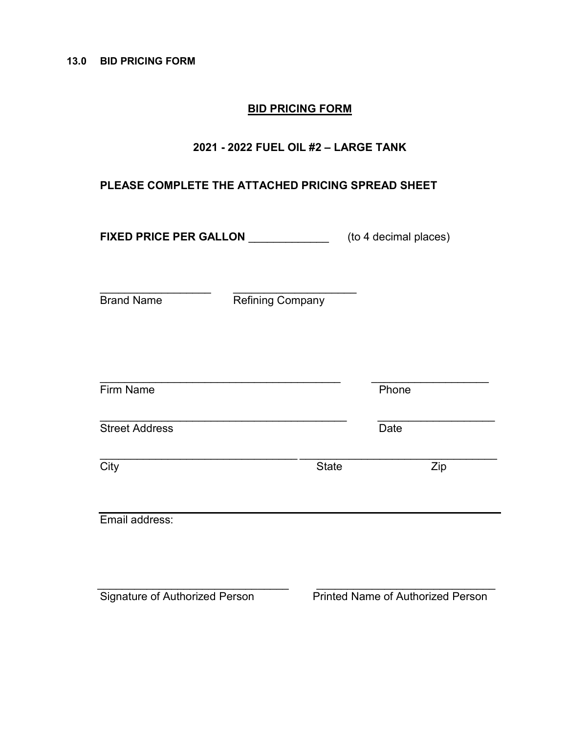**13.0 BID PRICING FORM**

## <u>BID PRICING FORM</u>

### 2021 - 2022 FUEL OIL #2 – LARGE TANK

**PLEASE COMPLETE THE ATTACHED PRICING SPREAD SHEET**

**FIXED PRICE PER GALLON** _____________ (to 4 decimal places)

__________________ ____________________

Brand Name Refining Company

_______________________________________ ___________________

Firm Name Phone

________________________________________ ___________________

Street Address Date

________________________________ ________________________________

City State Zip

_______________________________________________________________

Email address:

_______________________________ ______________________________

Signature of Authorized Person Printed Name of Authorized Person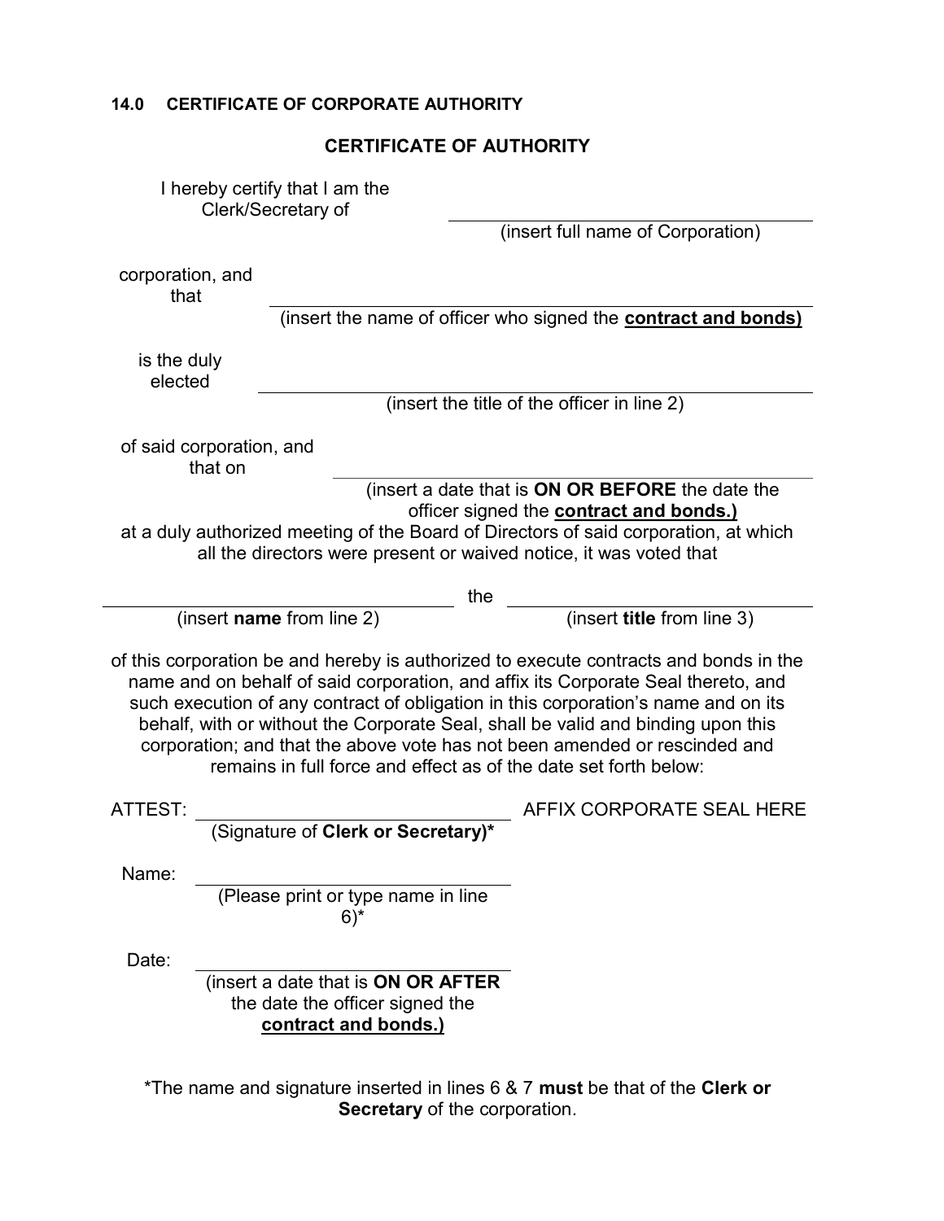## 14.0 CERTIFICATE OF CORPORATE AUTHORITY

### CERTIFICATE OF AUTHORITY

I hereby certify that I am the Clerk/Secretary of \_\_\_\_\_\_\_\_\_\_\_\_\_\_\_\_\_\_\_\_\_\_\_\_\_\_\_\_\_\_\_\_\_\_\_\_
(insert full name of Corporation)

corporation, and that \_\_\_\_\_\_\_\_\_\_\_\_\_\_\_\_\_\_\_\_\_\_\_\_\_\_\_\_\_\_\_\_\_\_\_\_\_\_\_\_\_\_\_\_\_\_\_\_
(insert the name of officer who signed the **<u>contract and bonds)</u>**

is the duly elected \_\_\_\_\_\_\_\_\_\_\_\_\_\_\_\_\_\_\_\_\_\_\_\_\_\_\_\_\_\_\_\_\_\_\_\_\_\_\_\_\_\_\_\_\_\_\_\_
(insert the title of the officer in line 2)

of said corporation, and that on \_\_\_\_\_\_\_\_\_\_\_\_\_\_\_\_\_\_\_\_\_\_\_\_\_\_\_\_\_\_\_\_\_\_\_\_\_\_\_\_\_\_\_\_
(insert a date that is **ON OR BEFORE** the date the officer signed the **<u>contract and bonds.)</u>**

at a duly authorized meeting of the Board of Directors of said corporation, at which all the directors were present or waived notice, it was voted that

\_\_\_\_\_\_\_\_\_\_\_\_\_\_\_\_\_\_\_\_\_\_\_\_\_\_\_\_\_\_\_\_\_\_\_\_ the \_\_\_\_\_\_\_\_\_\_\_\_\_\_\_\_\_\_\_\_\_\_\_\_\_\_\_\_\_\_\_\_
(insert **name** from line 2) (insert **title** from line 3)

of this corporation be and hereby is authorized to execute contracts and bonds in the name and on behalf of said corporation, and affix its Corporate Seal thereto, and such execution of any contract of obligation in this corporation's name and on its behalf, with or without the Corporate Seal, shall be valid and binding upon this corporation; and that the above vote has not been amended or rescinded and remains in full force and effect as of the date set forth below:

ATTEST: \_\_\_\_\_\_\_\_\_\_\_\_\_\_\_\_\_\_\_\_\_\_\_\_\_\_\_\_\_\_\_\_ AFFIX CORPORATE SEAL HERE
(Signature of **Clerk or Secretary)***

Name: \_\_\_\_\_\_\_\_\_\_\_\_\_\_\_\_\_\_\_\_\_\_\_\_\_\_\_\_\_\_\_\_
(Please print or type name in line 6)*

Date: \_\_\_\_\_\_\_\_\_\_\_\_\_\_\_\_\_\_\_\_\_\_\_\_\_\_\_\_\_\_\_\_
(insert a date that is **ON OR AFTER** the date the officer signed the **<u>contract and bonds.)</u>**

*The name and signature inserted in lines 6 & 7 **must** be that of the **Clerk or Secretary** of the corporation.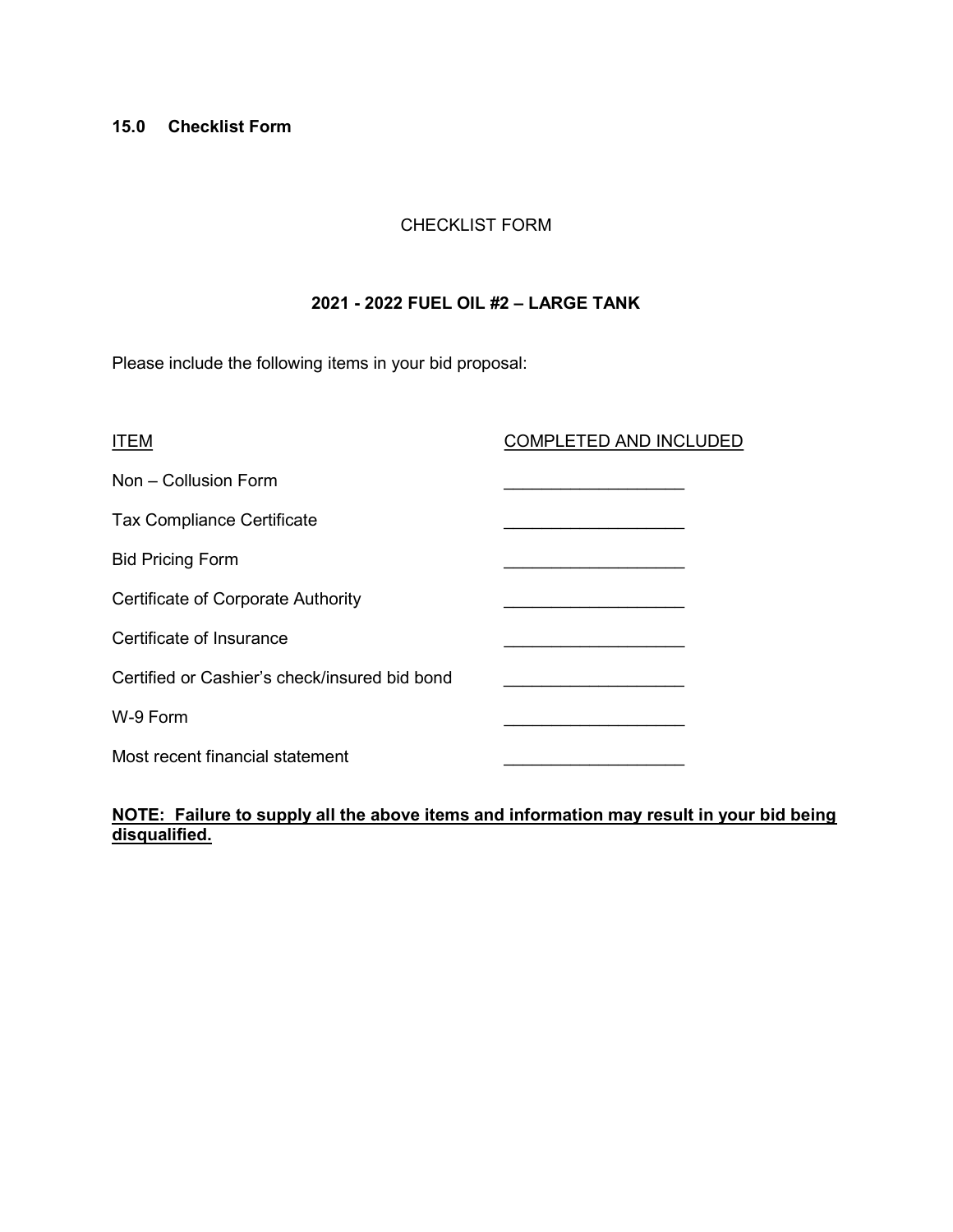## 15.0 Checklist Form

CHECKLIST FORM

**2021 - 2022 FUEL OIL #2 – LARGE TANK**

Please include the following items in your bid proposal:

| ITEM | COMPLETED AND INCLUDED |
|---|---|
| Non – Collusion Form | ___________________ |
| Tax Compliance Certificate | ___________________ |
| Bid Pricing Form | ___________________ |
| Certificate of Corporate Authority | ___________________ |
| Certificate of Insurance | ___________________ |
| Certified or Cashier's check/insured bid bond | ___________________ |
| W-9 Form | ___________________ |
| Most recent financial statement | ___________________ |

**NOTE: Failure to supply all the above items and information may result in your bid being disqualified.**